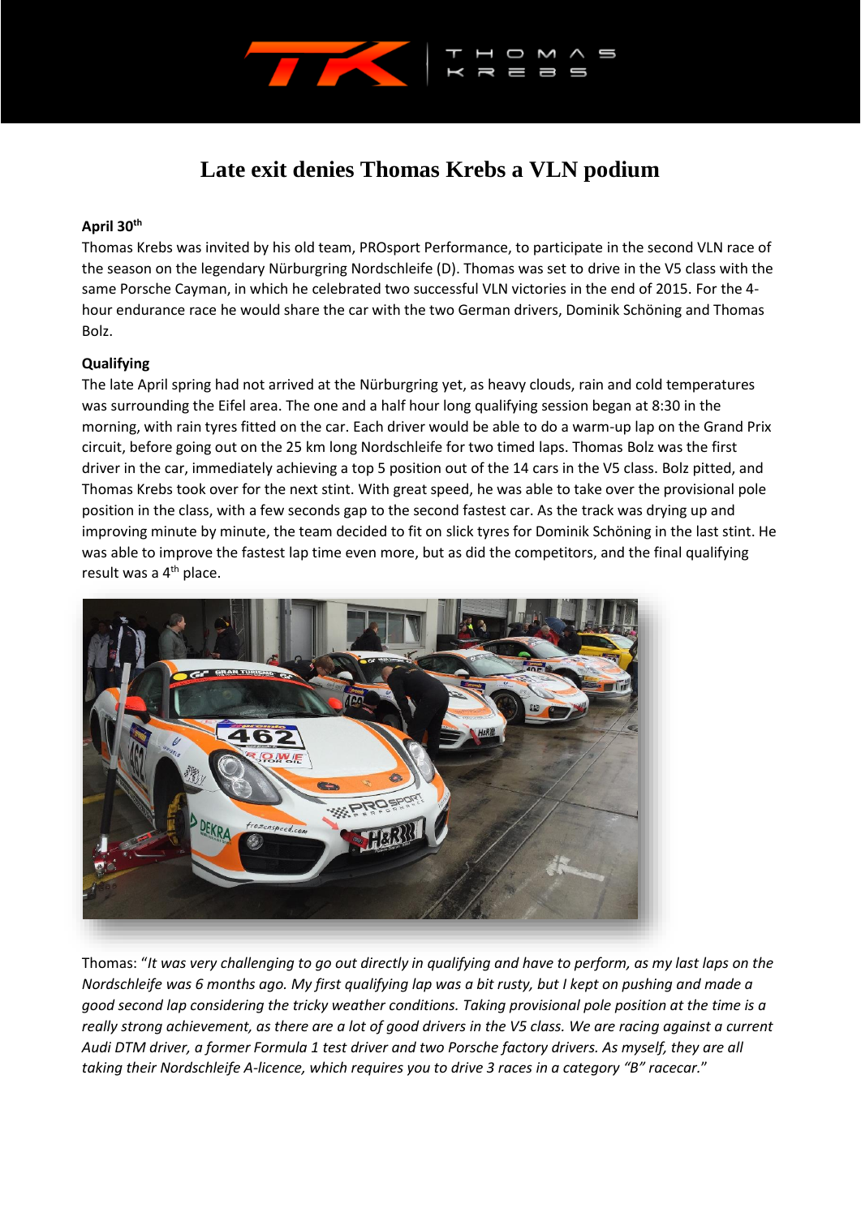# Late exit denies Thomas Krebs a VLN podium

**April 30th**

Thomas Krebs was invited by his old team, PROsport Performance, to participate in the second VLN race of the season on the legendary Nürburgring Nordschleife (D). Thomas was set to drive in the V5 class with the same Porsche Cayman, in which he celebrated two successful VLN victories in the end of 2015. For the 4-hour endurance race he would share the car with the two German drivers, Dominik Schöning and Thomas Bolz.

**Qualifying**

The late April spring had not arrived at the Nürburgring yet, as heavy clouds, rain and cold temperatures was surrounding the Eifel area. The one and a half hour long qualifying session began at 8:30 in the morning, with rain tyres fitted on the car. Each driver would be able to do a warm-up lap on the Grand Prix circuit, before going out on the 25 km long Nordschleife for two timed laps. Thomas Bolz was the first driver in the car, immediately achieving a top 5 position out of the 14 cars in the V5 class. Bolz pitted, and Thomas Krebs took over for the next stint. With great speed, he was able to take over the provisional pole position in the class, with a few seconds gap to the second fastest car. As the track was drying up and improving minute by minute, the team decided to fit on slick tyres for Dominik Schöning in the last stint. He was able to improve the fastest lap time even more, but as did the competitors, and the final qualifying result was a 4th place.

Thomas: "*It was very challenging to go out directly in qualifying and have to perform, as my last laps on the Nordschleife was 6 months ago. My first qualifying lap was a bit rusty, but I kept on pushing and made a good second lap considering the tricky weather conditions. Taking provisional pole position at the time is a really strong achievement, as there are a lot of good drivers in the V5 class. We are racing against a current Audi DTM driver, a former Formula 1 test driver and two Porsche factory drivers. As myself, they are all taking their Nordschleife A-licence, which requires you to drive 3 races in a category "B" racecar.*"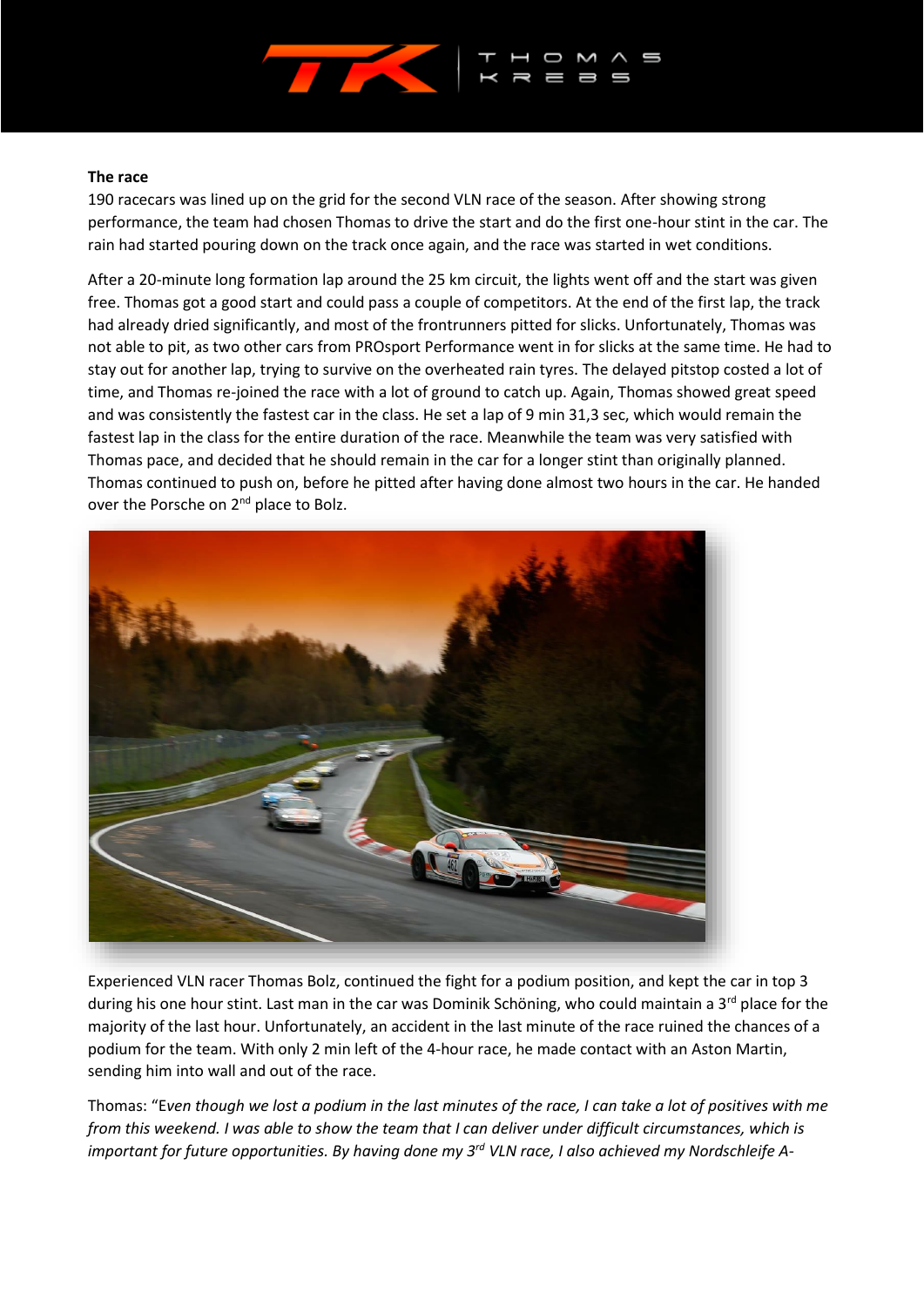**The race**

190 racecars was lined up on the grid for the second VLN race of the season. After showing strong performance, the team had chosen Thomas to drive the start and do the first one-hour stint in the car. The rain had started pouring down on the track once again, and the race was started in wet conditions.

After a 20-minute long formation lap around the 25 km circuit, the lights went off and the start was given free. Thomas got a good start and could pass a couple of competitors. At the end of the first lap, the track had already dried significantly, and most of the frontrunners pitted for slicks. Unfortunately, Thomas was not able to pit, as two other cars from PROsport Performance went in for slicks at the same time. He had to stay out for another lap, trying to survive on the overheated rain tyres. The delayed pitstop costed a lot of time, and Thomas re-joined the race with a lot of ground to catch up. Again, Thomas showed great speed and was consistently the fastest car in the class. He set a lap of 9 min 31,3 sec, which would remain the fastest lap in the class for the entire duration of the race. Meanwhile the team was very satisfied with Thomas pace, and decided that he should remain in the car for a longer stint than originally planned. Thomas continued to push on, before he pitted after having done almost two hours in the car. He handed over the Porsche on 2nd place to Bolz.

Experienced VLN racer Thomas Bolz, continued the fight for a podium position, and kept the car in top 3 during his one hour stint. Last man in the car was Dominik Schöning, who could maintain a 3rd place for the majority of the last hour. Unfortunately, an accident in the last minute of the race ruined the chances of a podium for the team. With only 2 min left of the 4-hour race, he made contact with an Aston Martin, sending him into wall and out of the race.

Thomas: "*Even though we lost a podium in the last minutes of the race, I can take a lot of positives with me from this weekend. I was able to show the team that I can deliver under difficult circumstances, which is important for future opportunities. By having done my 3rd VLN race, I also achieved my Nordschleife A-*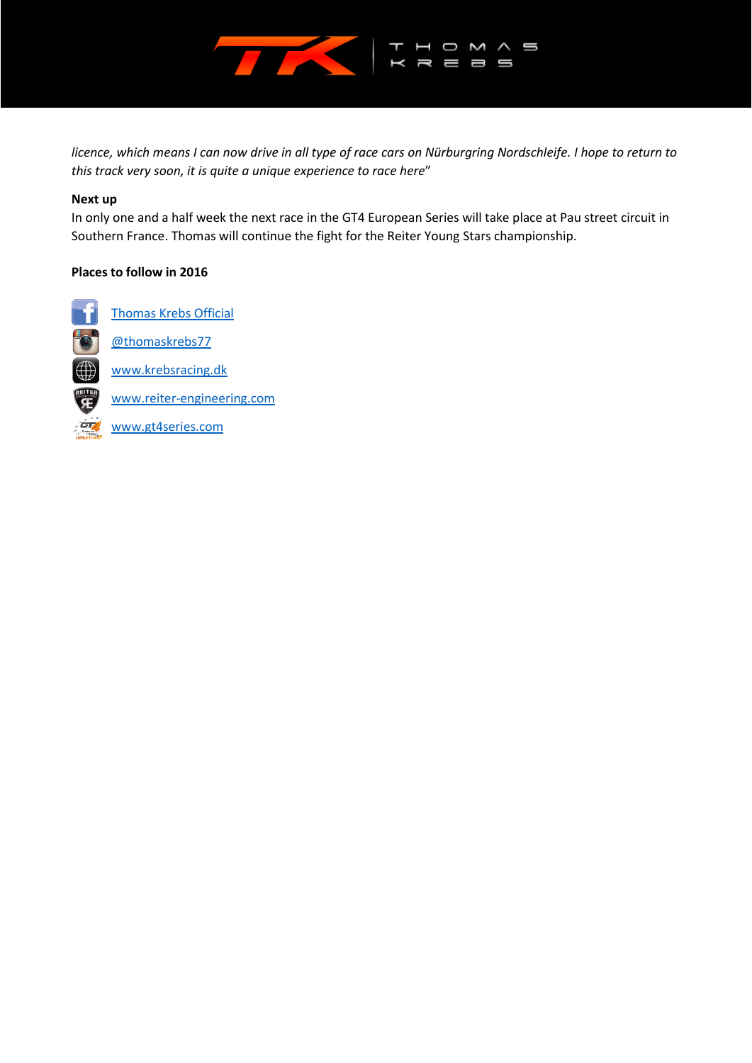*licence, which means I can now drive in all type of race cars on Nürburgring Nordschleife. I hope to return to this track very soon, it is quite a unique experience to race here*"

**Next up**

In only one and a half week the next race in the GT4 European Series will take place at Pau street circuit in Southern France. Thomas will continue the fight for the Reiter Young Stars championship.

**Places to follow in 2016**

- Thomas Krebs Official
- @thomaskrebs77
- www.krebsracing.dk
- www.reiter-engineering.com
- www.gt4series.com